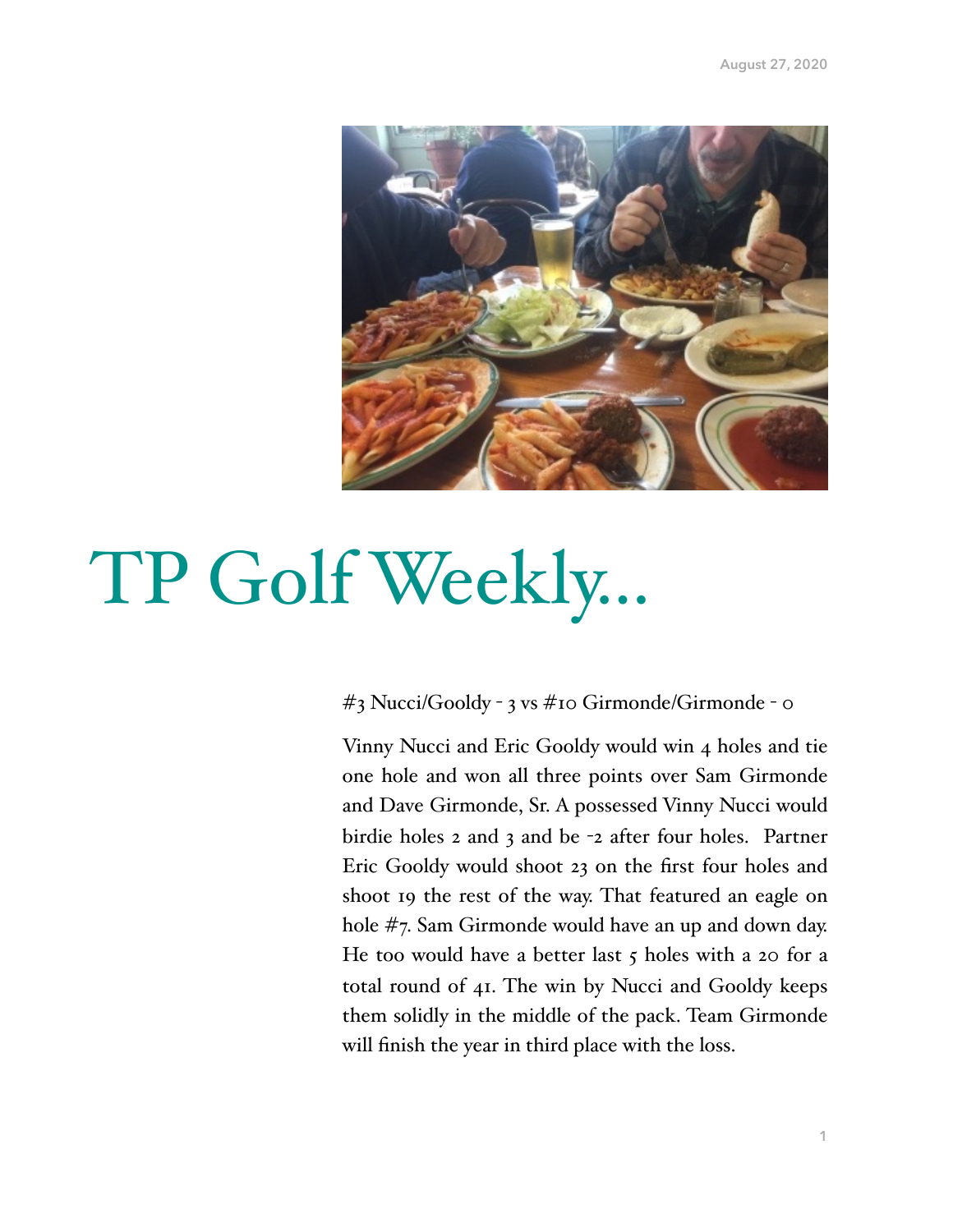August 27, 2020

# TP Golf Weekly...

#3 Nucci/Gooldy - 3 vs #10 Girmonde/Girmonde - 0

Vinny Nucci and Eric Gooldy would win 4 holes and tie one hole and won all three points over Sam Girmonde and Dave Girmonde, Sr. A possessed Vinny Nucci would birdie holes 2 and 3 and be -2 after four holes. Partner Eric Gooldy would shoot 23 on the first four holes and shoot 19 the rest of the way. That featured an eagle on hole #7. Sam Girmonde would have an up and down day. He too would have a better last 5 holes with a 20 for a total round of 41. The win by Nucci and Gooldy keeps them solidly in the middle of the pack. Team Girmonde will finish the year in third place with the loss.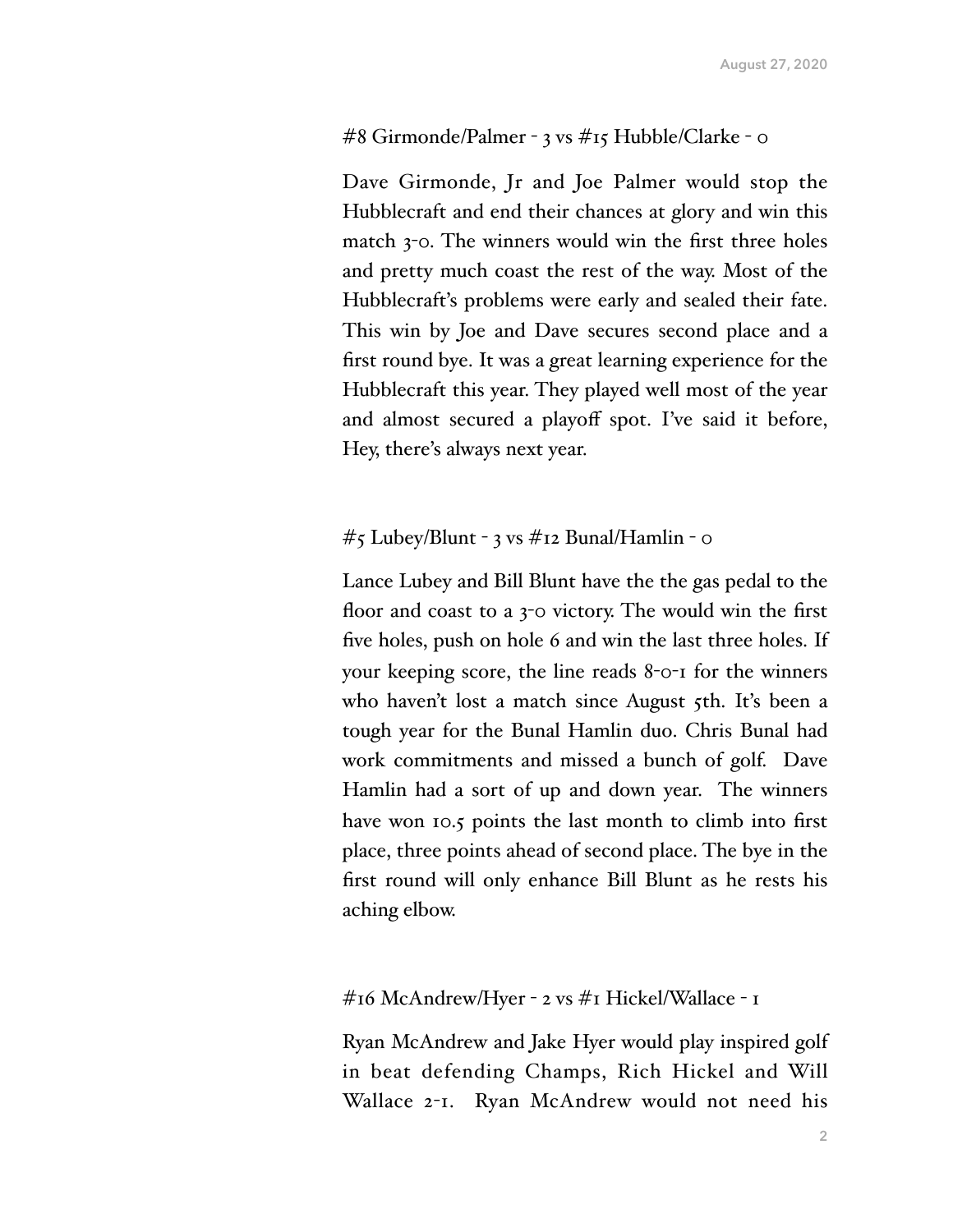#8 Girmonde/Palmer - 3 vs #15 Hubble/Clarke - 0

Dave Girmonde, Jr and Joe Palmer would stop the Hubblecraft and end their chances at glory and win this match 3-0. The winners would win the first three holes and pretty much coast the rest of the way. Most of the Hubblecraft's problems were early and sealed their fate. This win by Joe and Dave secures second place and a first round bye. It was a great learning experience for the Hubblecraft this year. They played well most of the year and almost secured a playoff spot. I've said it before, Hey, there's always next year.

#5 Lubey/Blunt - 3 vs #12 Bunal/Hamlin - 0

Lance Lubey and Bill Blunt have the the gas pedal to the floor and coast to a 3-0 victory. The would win the first five holes, push on hole 6 and win the last three holes. If your keeping score, the line reads 8-0-1 for the winners who haven't lost a match since August 5th. It's been a tough year for the Bunal Hamlin duo. Chris Bunal had work commitments and missed a bunch of golf. Dave Hamlin had a sort of up and down year. The winners have won 10.5 points the last month to climb into first place, three points ahead of second place. The bye in the first round will only enhance Bill Blunt as he rests his aching elbow.

#16 McAndrew/Hyer - 2 vs #1 Hickel/Wallace - 1

Ryan McAndrew and Jake Hyer would play inspired golf in beat defending Champs, Rich Hickel and Will Wallace 2-1. Ryan McAndrew would not need his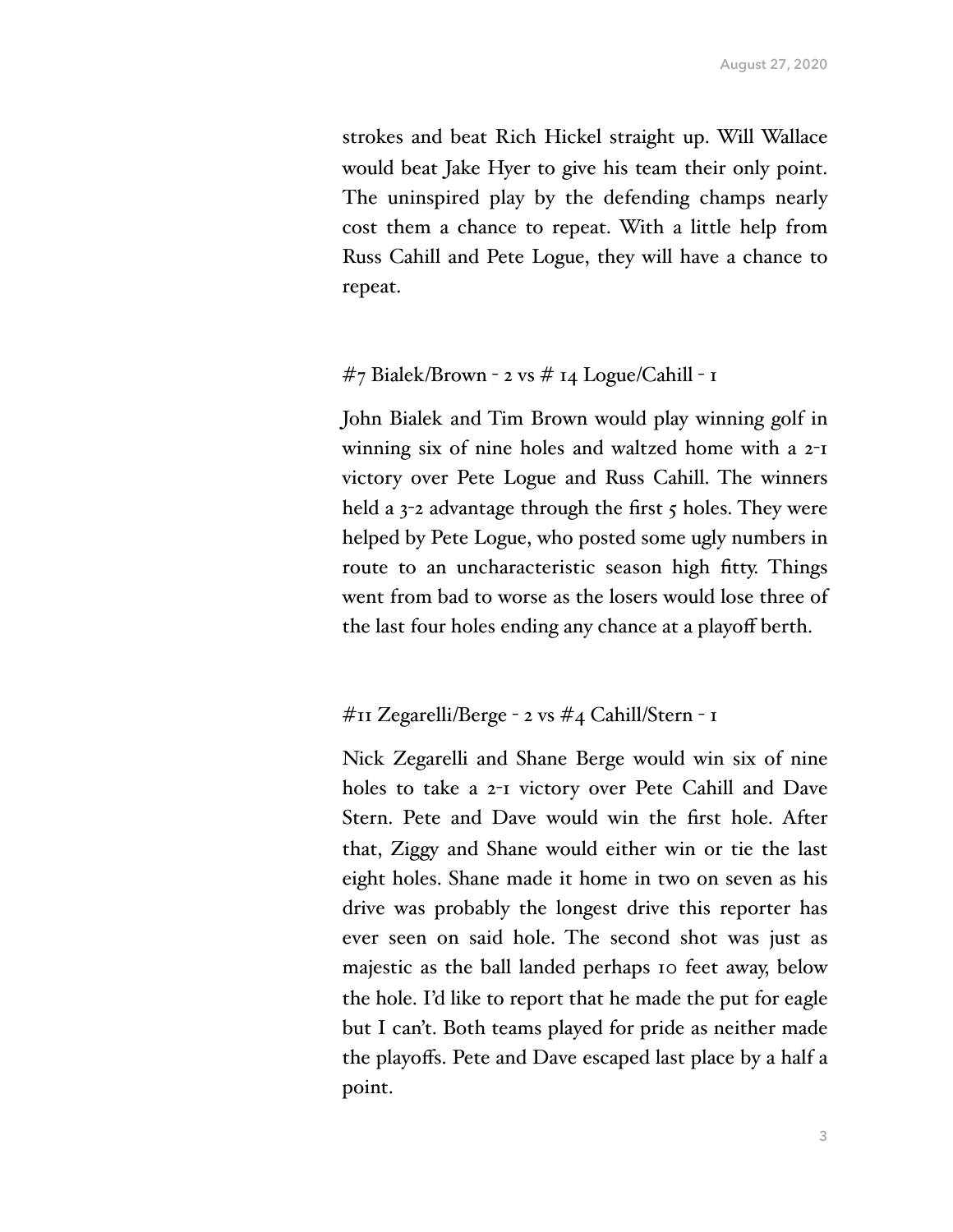strokes and beat Rich Hickel straight up. Will Wallace would beat Jake Hyer to give his team their only point. The uninspired play by the defending champs nearly cost them a chance to repeat. With a little help from Russ Cahill and Pete Logue, they will have a chance to repeat.

#7 Bialek/Brown - 2 vs # 14 Logue/Cahill - 1

John Bialek and Tim Brown would play winning golf in winning six of nine holes and waltzed home with a 2-1 victory over Pete Logue and Russ Cahill. The winners held a 3-2 advantage through the first 5 holes. They were helped by Pete Logue, who posted some ugly numbers in route to an uncharacteristic season high fitty. Things went from bad to worse as the losers would lose three of the last four holes ending any chance at a playoff berth.

#11 Zegarelli/Berge - 2 vs #4 Cahill/Stern - 1

Nick Zegarelli and Shane Berge would win six of nine holes to take a 2-1 victory over Pete Cahill and Dave Stern. Pete and Dave would win the first hole. After that, Ziggy and Shane would either win or tie the last eight holes. Shane made it home in two on seven as his drive was probably the longest drive this reporter has ever seen on said hole. The second shot was just as majestic as the ball landed perhaps 10 feet away, below the hole. I'd like to report that he made the put for eagle but I can't. Both teams played for pride as neither made the playoffs. Pete and Dave escaped last place by a half a point.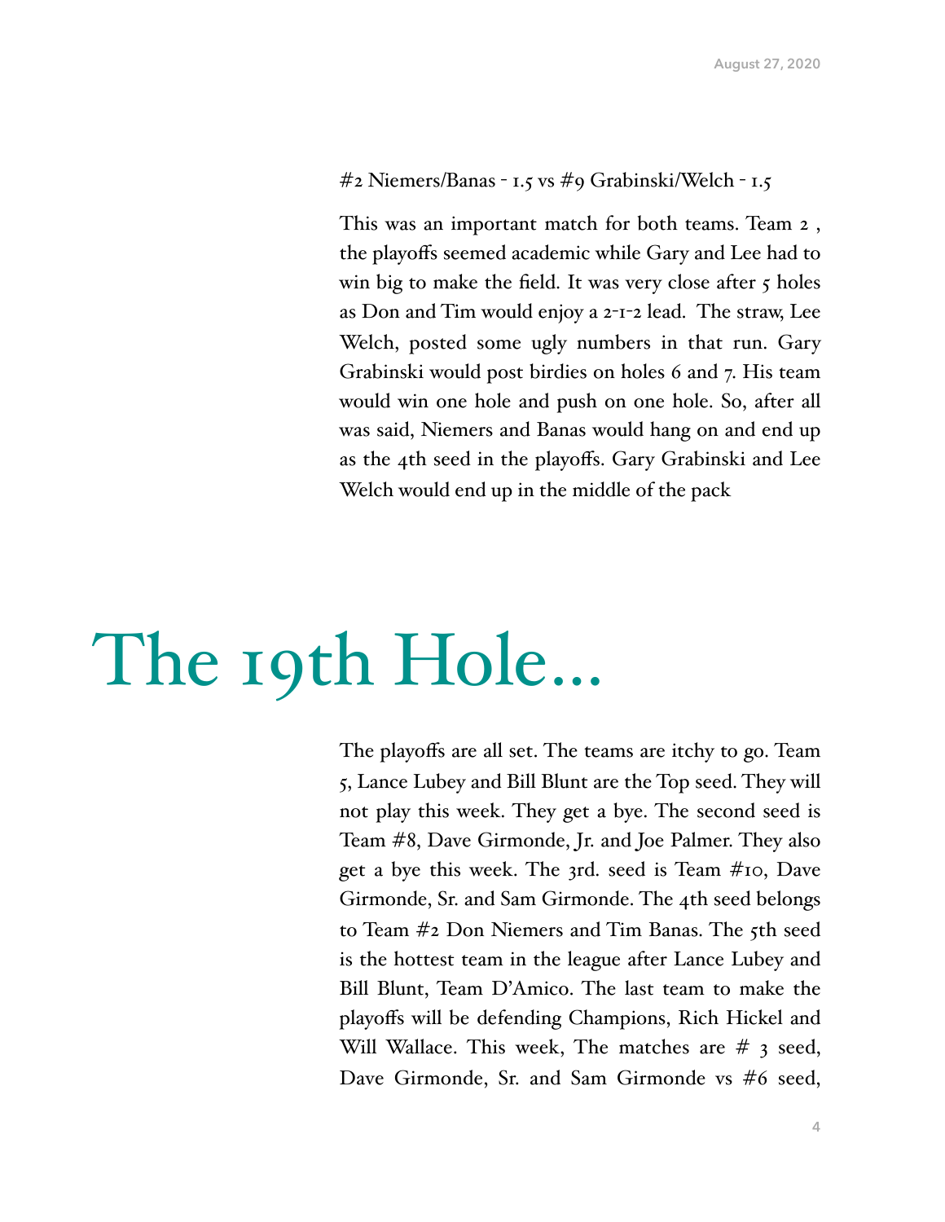#2 Niemers/Banas - 1.5 vs #9 Grabinski/Welch - 1.5

This was an important match for both teams. Team 2 , the playoffs seemed academic while Gary and Lee had to win big to make the field. It was very close after 5 holes as Don and Tim would enjoy a 2-1-2 lead. The straw, Lee Welch, posted some ugly numbers in that run. Gary Grabinski would post birdies on holes 6 and 7. His team would win one hole and push on one hole. So, after all was said, Niemers and Banas would hang on and end up as the 4th seed in the playoffs. Gary Grabinski and Lee Welch would end up in the middle of the pack

# The 19th Hole…

The playoffs are all set. The teams are itchy to go. Team 5, Lance Lubey and Bill Blunt are the Top seed. They will not play this week. They get a bye. The second seed is Team #8, Dave Girmonde, Jr. and Joe Palmer. They also get a bye this week. The 3rd. seed is Team #10, Dave Girmonde, Sr. and Sam Girmonde. The 4th seed belongs to Team #2 Don Niemers and Tim Banas. The 5th seed is the hottest team in the league after Lance Lubey and Bill Blunt, Team D'Amico. The last team to make the playoffs will be defending Champions, Rich Hickel and Will Wallace. This week, The matches are # 3 seed, Dave Girmonde, Sr. and Sam Girmonde vs #6 seed,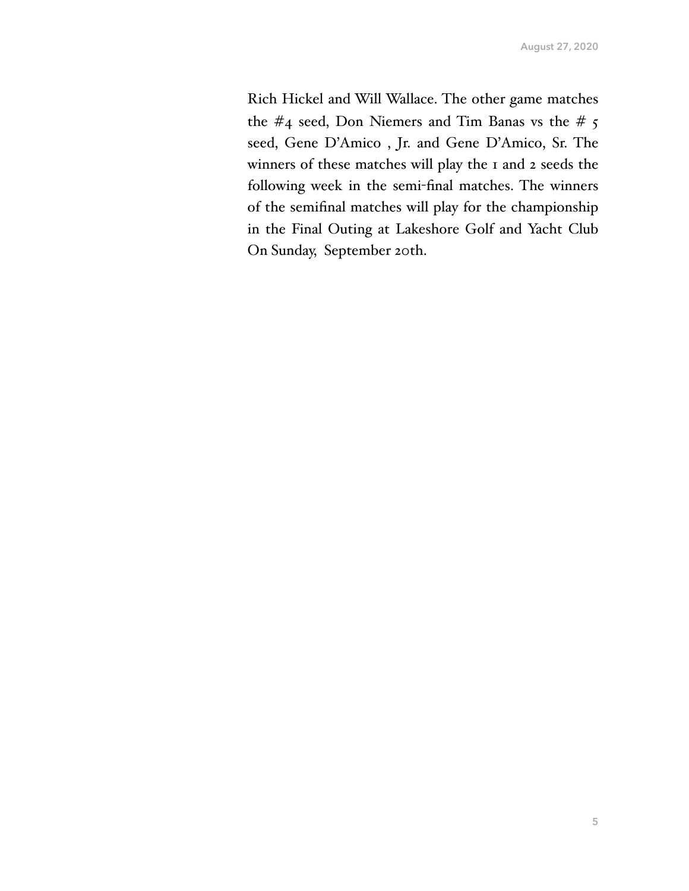Rich Hickel and Will Wallace. The other game matches the #4 seed, Don Niemers and Tim Banas vs the # 5 seed, Gene D'Amico , Jr. and Gene D'Amico, Sr. The winners of these matches will play the 1 and 2 seeds the following week in the semi-final matches. The winners of the semifinal matches will play for the championship in the Final Outing at Lakeshore Golf and Yacht Club On Sunday, September 20th.